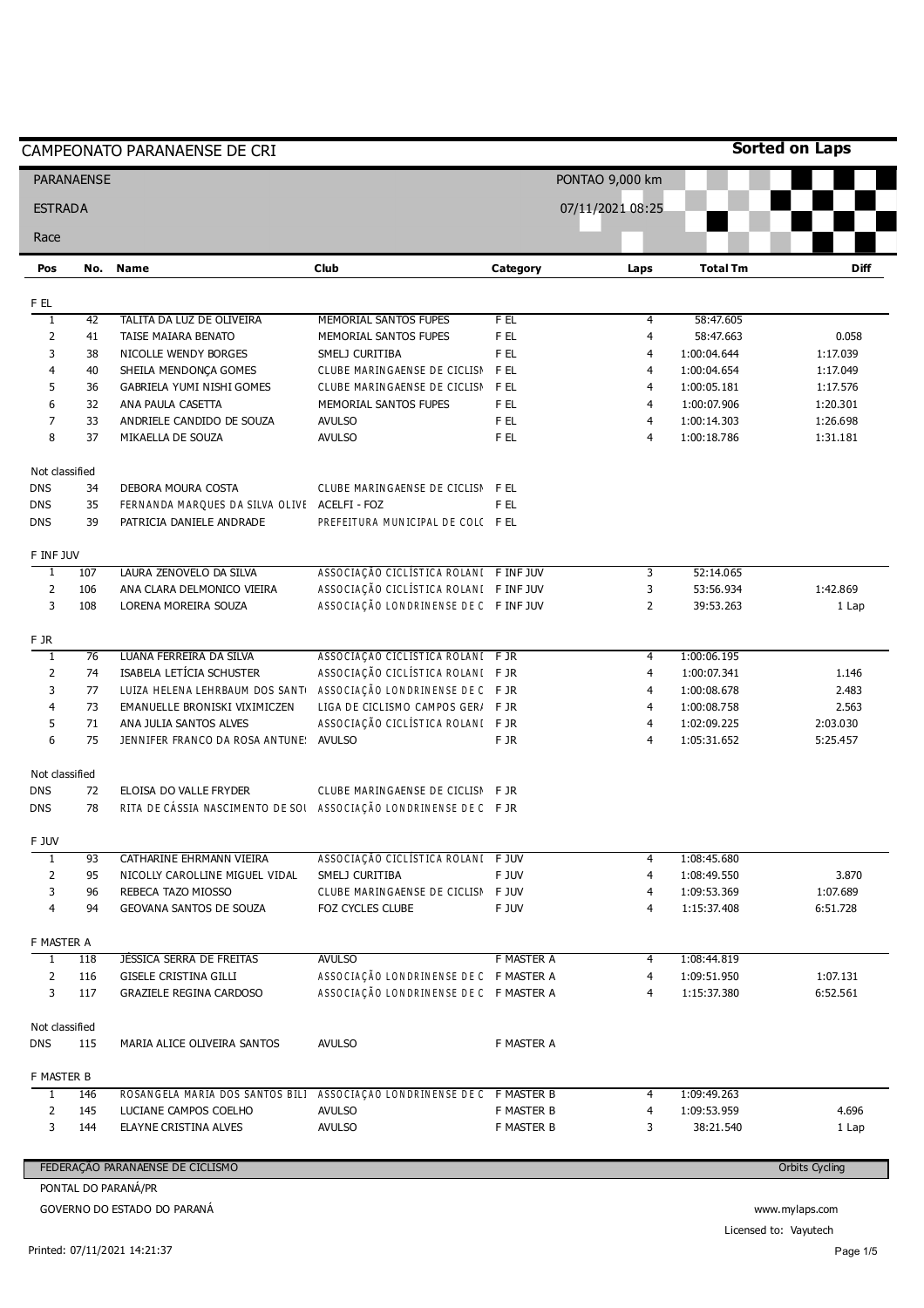# CAMPEONATO PARANAENSE DE CRI

**Sorted on Laps**

PARANAENSE

ESTRADA

Race

PONTAO 9,000 km

07/11/2021 08:25

| Pos | No. | Name | Club | Category | Laps | Total Tm | Diff |
|---|---|---|---|---|---|---|---|
| **F EL** | | | | | | | |
| 1 | 42 | TALITA DA LUZ DE OLIVEIRA | MEMORIAL SANTOS FUPES | F EL | 4 | 58:47.605 | |
| 2 | 41 | TAISE MAIARA BENATO | MEMORIAL SANTOS FUPES | F EL | 4 | 58:47.663 | 0.058 |
| 3 | 38 | NICOLLE WENDY BORGES | SMELJ CURITIBA | F EL | 4 | 1:00:04.644 | 1:17.039 |
| 4 | 40 | SHEILA MENDONÇA GOMES | CLUBE MARINGAENSE DE CICLISM | F EL | 4 | 1:00:04.654 | 1:17.049 |
| 5 | 36 | GABRIELA YUMI NISHI GOMES | CLUBE MARINGAENSE DE CICLISM | F EL | 4 | 1:00:05.181 | 1:17.576 |
| 6 | 32 | ANA PAULA CASETTA | MEMORIAL SANTOS FUPES | F EL | 4 | 1:00:07.906 | 1:20.301 |
| 7 | 33 | ANDRIELE CANDIDO DE SOUZA | AVULSO | F EL | 4 | 1:00:14.303 | 1:26.698 |
| 8 | 37 | MIKAELLA DE SOUZA | AVULSO | F EL | 4 | 1:00:18.786 | 1:31.181 |
| Not classified | | | | | | | |
| DNS | 34 | DEBORA MOURA COSTA | CLUBE MARINGAENSE DE CICLISM | F EL | | | |
| DNS | 35 | FERNANDA MARQUES DA SILVA OLIVE | ACELFI - FOZ | F EL | | | |
| DNS | 39 | PATRICIA DANIELE ANDRADE | PREFEITURA MUNICIPAL DE COLC | F EL | | | |
| **F INF JUV** | | | | | | | |
| 1 | 107 | LAURA ZENOVELO DA SILVA | ASSOCIAÇÃO CICLÍSTICA ROLANI | F INF JUV | 3 | 52:14.065 | |
| 2 | 106 | ANA CLARA DELMONICO VIEIRA | ASSOCIAÇÃO CICLÍSTICA ROLANI | F INF JUV | 3 | 53:56.934 | 1:42.869 |
| 3 | 108 | LORENA MOREIRA SOUZA | ASSOCIAÇÃO LONDRINENSE DE C | F INF JUV | 2 | 39:53.263 | 1 Lap |
| **F JR** | | | | | | | |
| 1 | 76 | LUANA FERREIRA DA SILVA | ASSOCIAÇÃO CICLÍSTICA ROLANI | F JR | 4 | 1:00:06.195 | |
| 2 | 74 | ISABELA LETÍCIA SCHUSTER | ASSOCIAÇÃO CICLÍSTICA ROLANI | F JR | 4 | 1:00:07.341 | 1.146 |
| 3 | 77 | LUIZA HELENA LEHRBAUM DOS SANTO | ASSOCIAÇÃO LONDRINENSE DE C | F JR | 4 | 1:00:08.678 | 2.483 |
| 4 | 73 | EMANUELLE BRONISKI VIXIMICZEN | LIGA DE CICLISMO CAMPOS GER/ | F JR | 4 | 1:00:08.758 | 2.563 |
| 5 | 71 | ANA JULIA SANTOS ALVES | ASSOCIAÇÃO CICLÍSTICA ROLANI | F JR | 4 | 1:02:09.225 | 2:03.030 |
| 6 | 75 | JENNIFER FRANCO DA ROSA ANTUNES | AVULSO | F JR | 4 | 1:05:31.652 | 5:25.457 |
| Not classified | | | | | | | |
| DNS | 72 | ELOISA DO VALLE FRYDER | CLUBE MARINGAENSE DE CICLISM | F JR | | | |
| DNS | 78 | RITA DE CÁSSIA NASCIMENTO DE SOU | ASSOCIAÇÃO LONDRINENSE DE C | F JR | | | |
| **F JUV** | | | | | | | |
| 1 | 93 | CATHARINE EHRMANN VIEIRA | ASSOCIAÇÃO CICLÍSTICA ROLANI | F JUV | 4 | 1:08:45.680 | |
| 2 | 95 | NICOLLY CAROLLINE MIGUEL VIDAL | SMELJ CURITIBA | F JUV | 4 | 1:08:49.550 | 3.870 |
| 3 | 96 | REBECA TAZO MIOSSO | CLUBE MARINGAENSE DE CICLISM | F JUV | 4 | 1:09:53.369 | 1:07.689 |
| 4 | 94 | GEOVANA SANTOS DE SOUZA | FOZ CYCLES CLUBE | F JUV | 4 | 1:15:37.408 | 6:51.728 |
| **F MASTER A** | | | | | | | |
| 1 | 118 | JÉSSICA SERRA DE FREITAS | AVULSO | F MASTER A | 4 | 1:08:44.819 | |
| 2 | 116 | GISELE CRISTINA GILLI | ASSOCIAÇÃO LONDRINENSE DE C | F MASTER A | 4 | 1:09:51.950 | 1:07.131 |
| 3 | 117 | GRAZIELE REGINA CARDOSO | ASSOCIAÇÃO LONDRINENSE DE C | F MASTER A | 4 | 1:15:37.380 | 6:52.561 |
| Not classified | | | | | | | |
| DNS | 115 | MARIA ALICE OLIVEIRA SANTOS | AVULSO | F MASTER A | | | |
| **F MASTER B** | | | | | | | |
| 1 | 146 | ROSANGELA MARIA DOS SANTOS BILI | ASSOCIAÇÃO LONDRINENSE DE C | F MASTER B | 4 | 1:09:49.263 | |
| 2 | 145 | LUCIANE CAMPOS COELHO | AVULSO | F MASTER B | 4 | 1:09:53.959 | 4.696 |
| 3 | 144 | ELAYNE CRISTINA ALVES | AVULSO | F MASTER B | 3 | 38:21.540 | 1 Lap |

FEDERAÇÃO PARANAENSE DE CICLISMO

PONTAL DO PARANÁ/PR

GOVERNO DO ESTADO DO PARANÁ

Orbits Cycling

www.mylaps.com

Licensed to: Vayutech

Printed: 07/11/2021 14:21:37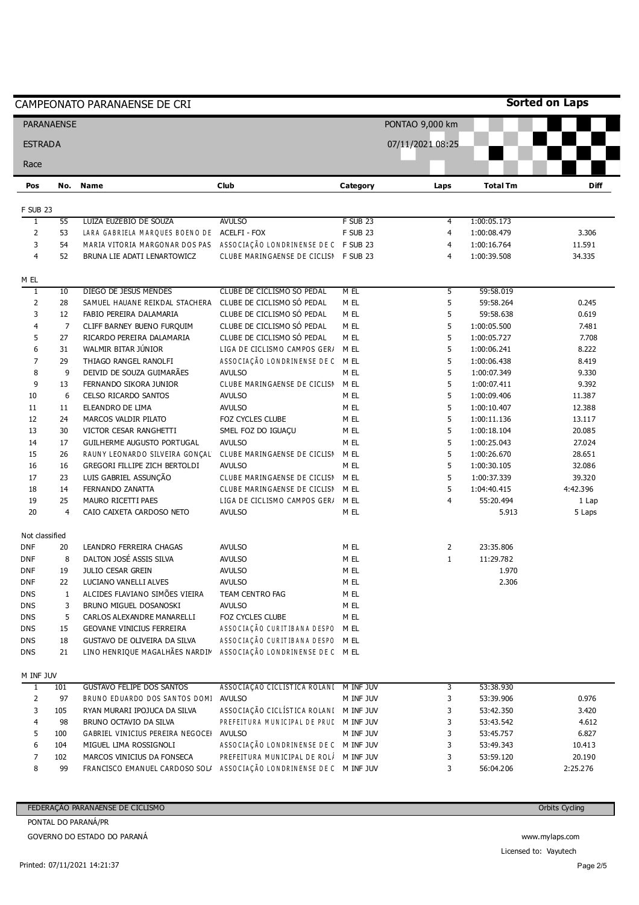# CAMPEONATO PARANAENSE DE CRI

**Sorted on Laps**

PARANAENSE

ESTRADA

Race

PONTAO 9,000 km

07/11/2021 08:25

| Pos | No. | Name | Club | Category | Laps | Total Tm | Diff |
|---|---|---|---|---|---|---|---|
| **F SUB 23** | | | | | | | |
| 1 | 55 | LUIZA EUZEBIO DE SOUZA | AVULSO | F SUB 23 | 4 | 1:00:05.173 | |
| 2 | 53 | LARA GABRIELA MARQUES BOENO DE | ACELFI - FOX | F SUB 23 | 4 | 1:00:08.479 | 3.306 |
| 3 | 54 | MARIA VITORIA MARGONAR DOS PAS | ASSOCIAÇÃO LONDRINENSE DE C | F SUB 23 | 4 | 1:00:16.764 | 11.591 |
| 4 | 52 | BRUNA LIE ADATI LENARTOWICZ | CLUBE MARINGAENSE DE CICLISN | F SUB 23 | 4 | 1:00:39.508 | 34.335 |
| **M EL** | | | | | | | |
| 1 | 10 | DIEGO DE JESUS MENDES | CLUBE DE CICLISMO SO PEDAL | M EL | 5 | 59:58.019 | |
| 2 | 28 | SAMUEL HAUANE REIKDAL STACHERA | CLUBE DE CICLISMO SÓ PEDAL | M EL | 5 | 59:58.264 | 0.245 |
| 3 | 12 | FABIO PEREIRA DALAMARIA | CLUBE DE CICLISMO SÓ PEDAL | M EL | 5 | 59:58.638 | 0.619 |
| 4 | 7 | CLIFF BARNEY BUENO FURQUIM | CLUBE DE CICLISMO SÓ PEDAL | M EL | 5 | 1:00:05.500 | 7.481 |
| 5 | 27 | RICARDO PEREIRA DALAMARIA | CLUBE DE CICLISMO SÓ PEDAL | M EL | 5 | 1:00:05.727 | 7.708 |
| 6 | 31 | WALMIR BITAR JÚNIOR | LIGA DE CICLISMO CAMPOS GER/ | M EL | 5 | 1:00:06.241 | 8.222 |
| 7 | 29 | THIAGO RANGEL RANOLFI | ASSOCIAÇÃO LONDRINENSE DE C | M EL | 5 | 1:00:06.438 | 8.419 |
| 8 | 9 | DEIVID DE SOUZA GUIMARÃES | AVULSO | M EL | 5 | 1:00:07.349 | 9.330 |
| 9 | 13 | FERNANDO SIKORA JUNIOR | CLUBE MARINGAENSE DE CICLISN | M EL | 5 | 1:00:07.411 | 9.392 |
| 10 | 6 | CELSO RICARDO SANTOS | AVULSO | M EL | 5 | 1:00:09.406 | 11.387 |
| 11 | 11 | ELEANDRO DE LIMA | AVULSO | M EL | 5 | 1:00:10.407 | 12.388 |
| 12 | 24 | MARCOS VALDIR PILATO | FOZ CYCLES CLUBE | M EL | 5 | 1:00:11.136 | 13.117 |
| 13 | 30 | VICTOR CESAR RANGHETTI | SMEL FOZ DO IGUAÇU | M EL | 5 | 1:00:18.104 | 20.085 |
| 14 | 17 | GUILHERME AUGUSTO PORTUGAL | AVULSO | M EL | 5 | 1:00:25.043 | 27.024 |
| 15 | 26 | RAUNY LEONARDO SILVEIRA GONÇAL | CLUBE MARINGAENSE DE CICLISN | M EL | 5 | 1:00:26.670 | 28.651 |
| 16 | 16 | GREGORI FILLIPE ZICH BERTOLDI | AVULSO | M EL | 5 | 1:00:30.105 | 32.086 |
| 17 | 23 | LUIS GABRIEL ASSUNÇÃO | CLUBE MARINGAENSE DE CICLISN | M EL | 5 | 1:00:37.339 | 39.320 |
| 18 | 14 | FERNANDO ZANATTA | CLUBE MARINGAENSE DE CICLISN | M EL | 5 | 1:04:40.415 | 4:42.396 |
| 19 | 25 | MAURO RICETTI PAES | LIGA DE CICLISMO CAMPOS GER/ | M EL | 4 | 55:20.494 | 1 Lap |
| 20 | 4 | CAIO CAIXETA CARDOSO NETO | AVULSO | M EL | | 5.913 | 5 Laps |
| **Not classified** | | | | | | | |
| DNF | 20 | LEANDRO FERREIRA CHAGAS | AVULSO | M EL | 2 | 23:35.806 | |
| DNF | 8 | DALTON JOSÉ ASSIS SILVA | AVULSO | M EL | 1 | 11:29.782 | |
| DNF | 19 | JULIO CESAR GREIN | AVULSO | M EL | | 1.970 | |
| DNF | 22 | LUCIANO VANELLI ALVES | AVULSO | M EL | | 2.306 | |
| DNS | 1 | ALCIDES FLAVIANO SIMÕES VIEIRA | TEAM CENTRO FAG | M EL | | | |
| DNS | 3 | BRUNO MIGUEL DOSANOSKI | AVULSO | M EL | | | |
| DNS | 5 | CARLOS ALEXANDRE MANARELLI | FOZ CYCLES CLUBE | M EL | | | |
| DNS | 15 | GEOVANE VINICIUS FERREIRA | ASSOCIAÇÃO CURITIBANA DESPO | M EL | | | |
| DNS | 18 | GUSTAVO DE OLIVEIRA DA SILVA | ASSOCIAÇÃO CURITIBANA DESPO | M EL | | | |
| DNS | 21 | LINO HENRIQUE MAGALHÃES NARDIN | ASSOCIAÇÃO LONDRINENSE DE C | M EL | | | |
| **M INF JUV** | | | | | | | |
| 1 | 101 | GUSTAVO FELIPE DOS SANTOS | ASSOCIAÇAO CICLISTICA ROLANI | M INF JUV | 3 | 53:38.930 | |
| 2 | 97 | BRUNO EDUARDO DOS SANTOS DOMI | AVULSO | M INF JUV | 3 | 53:39.906 | 0.976 |
| 3 | 105 | RYAN MURARI IPOJUCA DA SILVA | ASSOCIAÇÃO CICLÍSTICA ROLANI | M INF JUV | 3 | 53:42.350 | 3.420 |
| 4 | 98 | BRUNO OCTAVIO DA SILVA | PREFEITURA MUNICIPAL DE PRUD | M INF JUV | 3 | 53:43.542 | 4.612 |
| 5 | 100 | GABRIEL VINICIUS PEREIRA NEGOCEI | AVULSO | M INF JUV | 3 | 53:45.757 | 6.827 |
| 6 | 104 | MIGUEL LIMA ROSSIGNOLI | ASSOCIAÇÃO LONDRINENSE DE C | M INF JUV | 3 | 53:49.343 | 10.413 |
| 7 | 102 | MARCOS VINICIUS DA FONSECA | PREFEITURA MUNICIPAL DE ROLÂ | M INF JUV | 3 | 53:59.120 | 20.190 |
| 8 | 99 | FRANCISCO EMANUEL CARDOSO SOL/ | ASSOCIAÇÃO LONDRINENSE DE C | M INF JUV | 3 | 56:04.206 | 2:25.276 |

FEDERAÇÃO PARANAENSE DE CICLISMO

PONTAL DO PARANÁ/PR

GOVERNO DO ESTADO DO PARANÁ

Orbits Cycling

www.mylaps.com

Licensed to: Vayutech

Printed: 07/11/2021 14:21:37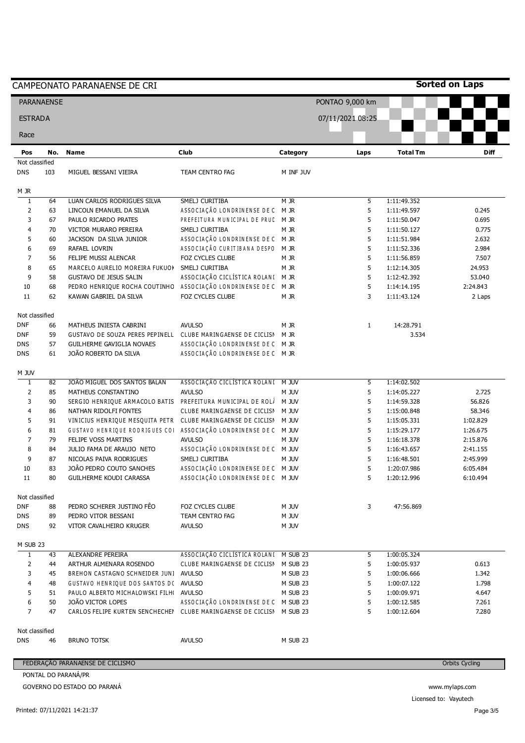# CAMPEONATO PARANAENSE DE CRI

**Sorted on Laps**

PARANAENSE

ESTRADA

Race

PONTAO 9,000 km

07/11/2021 08:25

| Pos | No. | Name | Club | Category | Laps | Total Tm | Diff |
|---|---|---|---|---|---|---|---|
| Not classified | | | | | | | |
| DNS | 103 | MIGUEL BESSANI VIEIRA | TEAM CENTRO FAG | M INF JUV | | | |
| **M JR** | | | | | | | |
| 1 | 64 | LUAN CARLOS RODRIGUES SILVA | SMELJ CURITIBA | M JR | 5 | 1:11:49.352 | |
| 2 | 63 | LINCOLN EMANUEL DA SILVA | ASSOCIAÇÃO LONDRINENSE DE C | M JR | 5 | 1:11:49.597 | 0.245 |
| 3 | 67 | PAULO RICARDO PRATES | PREFEITURA MUNICIPAL DE PRUD | M JR | 5 | 1:11:50.047 | 0.695 |
| 4 | 70 | VICTOR MURARO PEREIRA | SMELJ CURITIBA | M JR | 5 | 1:11:50.127 | 0.775 |
| 5 | 60 | JACKSON DA SILVA JUNIOR | ASSOCIAÇÃO LONDRINENSE DE C | M JR | 5 | 1:11:51.984 | 2.632 |
| 6 | 69 | RAFAEL LOVRIN | ASSOCIAÇÃO CURITIBANA DESPO | M JR | 5 | 1:11:52.336 | 2.984 |
| 7 | 56 | FELIPE MUSSI ALENCAR | FOZ CYCLES CLUBE | M JR | 5 | 1:11:56.859 | 7.507 |
| 8 | 65 | MARCELO AURELIO MOREIRA FUKUOK | SMELJ CURITIBA | M JR | 5 | 1:12:14.305 | 24.953 |
| 9 | 58 | GUSTAVO DE JESUS SALIN | ASSOCIAÇÃO CICLÍSTICA ROLANI | M JR | 5 | 1:12:42.392 | 53.040 |
| 10 | 68 | PEDRO HENRIQUE ROCHA COUTINHO | ASSOCIAÇÃO LONDRINENSE DE C | M JR | 5 | 1:14:14.195 | 2:24.843 |
| 11 | 62 | KAWAN GABRIEL DA SILVA | FOZ CYCLES CLUBE | M JR | 3 | 1:11:43.124 | 2 Laps |
| Not classified | | | | | | | |
| DNF | 66 | MATHEUS INIESTA CABRINI | AVULSO | M JR | 1 | 14:28.791 | |
| DNF | 59 | GUSTAVO DE SOUZA PERES PEPINELL | CLUBE MARINGAENSE DE CICLISM | M JR | | 3.534 | |
| DNS | 57 | GUILHERME GAVIGLIA NOVAES | ASSOCIAÇÃO LONDRINENSE DE C | M JR | | | |
| DNS | 61 | JOÃO ROBERTO DA SILVA | ASSOCIAÇÃO LONDRINENSE DE C | M JR | | | |
| **M JUV** | | | | | | | |
| 1 | 82 | JOÃO MIGUEL DOS SANTOS BALAN | ASSOCIAÇÃO CICLÍSTICA ROLANI | M JUV | 5 | 1:14:02.502 | |
| 2 | 85 | MATHEUS CONSTANTINO | AVULSO | M JUV | 5 | 1:14:05.227 | 2.725 |
| 3 | 90 | SERGIO HENRIQUE ARMACOLO BATIS | PREFEITURA MUNICIPAL DE ROLÂ | M JUV | 5 | 1:14:59.328 | 56.826 |
| 4 | 86 | NATHAN RIDOLFI FONTES | CLUBE MARINGAENSE DE CICLISM | M JUV | 5 | 1:15:00.848 | 58.346 |
| 5 | 91 | VINICIUS HENRIQUE MESQUITA PETR | CLUBE MARINGAENSE DE CICLISM | M JUV | 5 | 1:15:05.331 | 1:02.829 |
| 6 | 81 | GUSTAVO HENRIQUE RODRIGUES COI | ASSOCIAÇÃO LONDRINENSE DE C | M JUV | 5 | 1:15:29.177 | 1:26.675 |
| 7 | 79 | FELIPE VOSS MARTINS | AVULSO | M JUV | 5 | 1:16:18.378 | 2:15.876 |
| 8 | 84 | JULIO FAMA DE ARAUJO NETO | ASSOCIAÇÃO LONDRINENSE DE C | M JUV | 5 | 1:16:43.657 | 2:41.155 |
| 9 | 87 | NICOLAS PAIVA RODRIGUES | SMELJ CURITIBA | M JUV | 5 | 1:16:48.501 | 2:45.999 |
| 10 | 83 | JOÃO PEDRO COUTO SANCHES | ASSOCIAÇÃO LONDRINENSE DE C | M JUV | 5 | 1:20:07.986 | 6:05.484 |
| 11 | 80 | GUILHERME KOUDI CARASSA | ASSOCIAÇÃO LONDRINENSE DE C | M JUV | 5 | 1:20:12.996 | 6:10.494 |
| Not classified | | | | | | | |
| DNF | 88 | PEDRO SCHERER JUSTINO FÊO | FOZ CYCLES CLUBE | M JUV | 3 | 47:56.869 | |
| DNS | 89 | PEDRO VITOR BESSANI | TEAM CENTRO FAG | M JUV | | | |
| DNS | 92 | VITOR CAVALHEIRO KRUGER | AVULSO | M JUV | | | |
| **M SUB 23** | | | | | | | |
| 1 | 43 | ALEXANDRE PEREIRA | ASSOCIAÇÃO CICLÍSTICA ROLANI | M SUB 23 | 5 | 1:00:05.324 | |
| 2 | 44 | ARTHUR ALMENARA ROSENDO | CLUBE MARINGAENSE DE CICLISM | M SUB 23 | 5 | 1:00:05.937 | 0.613 |
| 3 | 45 | BREHON CASTAGNO SCHNEIDER JUNI | AVULSO | M SUB 23 | 5 | 1:00:06.666 | 1.342 |
| 4 | 48 | GUSTAVO HENRIQUE DOS SANTOS DO | AVULSO | M SUB 23 | 5 | 1:00:07.122 | 1.798 |
| 5 | 51 | PAULO ALBERTO MICHALOWSKI FILHO | AVULSO | M SUB 23 | 5 | 1:00:09.971 | 4.647 |
| 6 | 50 | JOÃO VICTOR LOPES | ASSOCIAÇÃO LONDRINENSE DE C | M SUB 23 | 5 | 1:00:12.585 | 7.261 |
| 7 | 47 | CARLOS FELIPE KURTEN SENCHECHEN | CLUBE MARINGAENSE DE CICLISM | M SUB 23 | 5 | 1:00:12.604 | 7.280 |
| Not classified | | | | | | | |
| DNS | 46 | BRUNO TOTSK | AVULSO | M SUB 23 | | | |

FEDERAÇÃO PARANAENSE DE CICLISMO

PONTAL DO PARANÁ/PR

GOVERNO DO ESTADO DO PARANÁ

Orbits Cycling

www.mylaps.com

Licensed to: Vayutech

Printed: 07/11/2021 14:21:37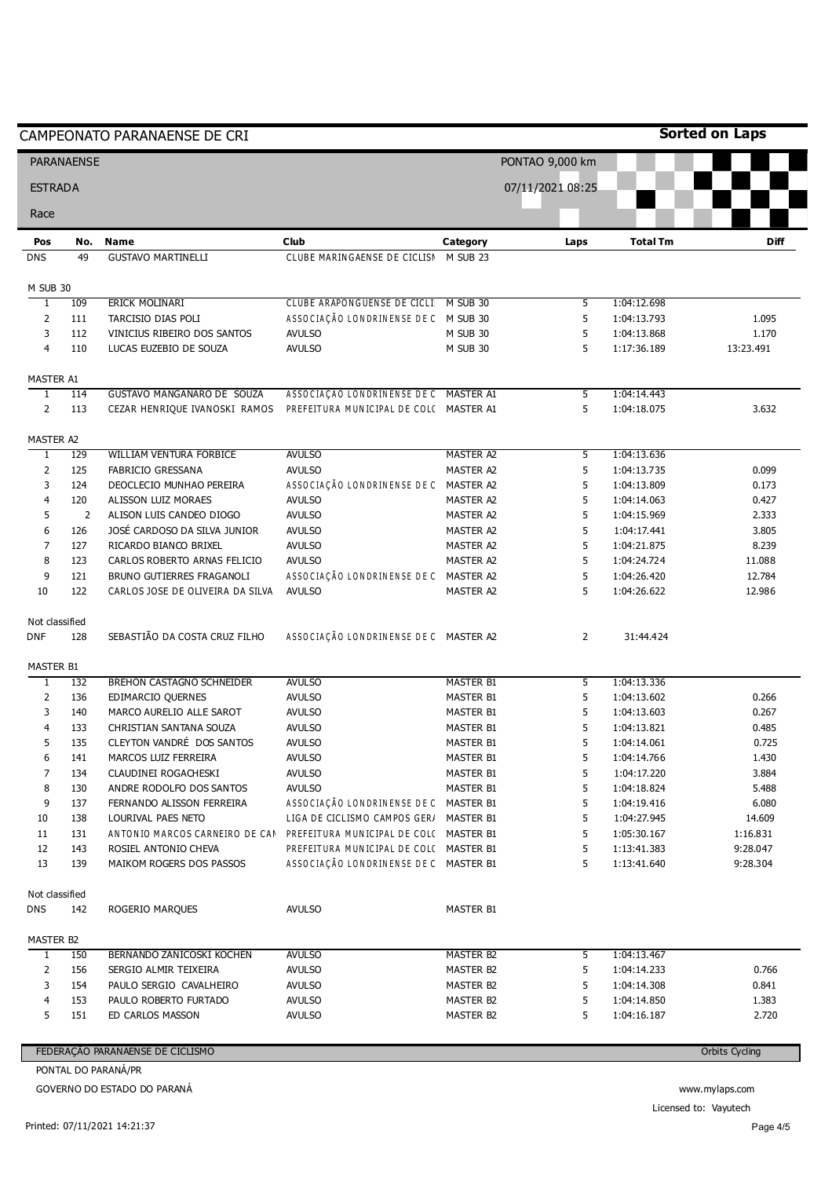# CAMPEONATO PARANAENSE DE CRI

**Sorted on Laps**

PARANAENSE

ESTRADA

Race

PONTAO 9,000 km

07/11/2021 08:25

| Pos | No. | Name | Club | Category | Laps | Total Tm | Diff |
|---|---|---|---|---|---|---|---|
| DNS | 49 | GUSTAVO MARTINELLI | CLUBE MARINGAENSE DE CICLISM | M SUB 23 | | | |
| **M SUB 30** | | | | | | | |
| 1 | 109 | ERICK MOLINARI | CLUBE ARAPONGUENSE DE CICLI | M SUB 30 | 5 | 1:04:12.698 | |
| 2 | 111 | TARCISIO DIAS POLI | ASSOCIAÇÃO LONDRINENSE DE C | M SUB 30 | 5 | 1:04:13.793 | 1.095 |
| 3 | 112 | VINICIUS RIBEIRO DOS SANTOS | AVULSO | M SUB 30 | 5 | 1:04:13.868 | 1.170 |
| 4 | 110 | LUCAS EUZEBIO DE SOUZA | AVULSO | M SUB 30 | 5 | 1:17:36.189 | 13:23.491 |
| **MASTER A1** | | | | | | | |
| 1 | 114 | GUSTAVO MANGANARO DE SOUZA | ASSOCIAÇÃO LONDRINENSE DE C | MASTER A1 | 5 | 1:04:14.443 | |
| 2 | 113 | CEZAR HENRIQUE IVANOSKI RAMOS | PREFEITURA MUNICIPAL DE COLC | MASTER A1 | 5 | 1:04:18.075 | 3.632 |
| **MASTER A2** | | | | | | | |
| 1 | 129 | WILLIAM VENTURA FORBICE | AVULSO | MASTER A2 | 5 | 1:04:13.636 | |
| 2 | 125 | FABRICIO GRESSANA | AVULSO | MASTER A2 | 5 | 1:04:13.735 | 0.099 |
| 3 | 124 | DEOCLECIO MUNHAO PEREIRA | ASSOCIAÇÃO LONDRINENSE DE C | MASTER A2 | 5 | 1:04:13.809 | 0.173 |
| 4 | 120 | ALISSON LUIZ MORAES | AVULSO | MASTER A2 | 5 | 1:04:14.063 | 0.427 |
| 5 | 2 | ALISON LUIS CANDEO DIOGO | AVULSO | MASTER A2 | 5 | 1:04:15.969 | 2.333 |
| 6 | 126 | JOSÉ CARDOSO DA SILVA JUNIOR | AVULSO | MASTER A2 | 5 | 1:04:17.441 | 3.805 |
| 7 | 127 | RICARDO BIANCO BRIXEL | AVULSO | MASTER A2 | 5 | 1:04:21.875 | 8.239 |
| 8 | 123 | CARLOS ROBERTO ARNAS FELICIO | AVULSO | MASTER A2 | 5 | 1:04:24.724 | 11.088 |
| 9 | 121 | BRUNO GUTIERRES FRAGANOLI | ASSOCIAÇÃO LONDRINENSE DE C | MASTER A2 | 5 | 1:04:26.420 | 12.784 |
| 10 | 122 | CARLOS JOSE DE OLIVEIRA DA SILVA | AVULSO | MASTER A2 | 5 | 1:04:26.622 | 12.986 |
| **Not classified** | | | | | | | |
| DNF | 128 | SEBASTIÃO DA COSTA CRUZ FILHO | ASSOCIAÇÃO LONDRINENSE DE C | MASTER A2 | 2 | 31:44.424 | |
| **MASTER B1** | | | | | | | |
| 1 | 132 | BREHON CASTAGNO SCHNEIDER | AVULSO | MASTER B1 | 5 | 1:04:13.336 | |
| 2 | 136 | EDIMARCIO QUERNES | AVULSO | MASTER B1 | 5 | 1:04:13.602 | 0.266 |
| 3 | 140 | MARCO AURELIO ALLE SAROT | AVULSO | MASTER B1 | 5 | 1:04:13.603 | 0.267 |
| 4 | 133 | CHRISTIAN SANTANA SOUZA | AVULSO | MASTER B1 | 5 | 1:04:13.821 | 0.485 |
| 5 | 135 | CLEYTON VANDRÉ DOS SANTOS | AVULSO | MASTER B1 | 5 | 1:04:14.061 | 0.725 |
| 6 | 141 | MARCOS LUIZ FERREIRA | AVULSO | MASTER B1 | 5 | 1:04:14.766 | 1.430 |
| 7 | 134 | CLAUDINEI ROGACHESKI | AVULSO | MASTER B1 | 5 | 1:04:17.220 | 3.884 |
| 8 | 130 | ANDRE RODOLFO DOS SANTOS | AVULSO | MASTER B1 | 5 | 1:04:18.824 | 5.488 |
| 9 | 137 | FERNANDO ALISSON FERREIRA | ASSOCIAÇÃO LONDRINENSE DE C | MASTER B1 | 5 | 1:04:19.416 | 6.080 |
| 10 | 138 | LOURIVAL PAES NETO | LIGA DE CICLISMO CAMPOS GER/ | MASTER B1 | 5 | 1:04:27.945 | 14.609 |
| 11 | 131 | ANTONIO MARCOS CARNEIRO DE CAM | PREFEITURA MUNICIPAL DE COLC | MASTER B1 | 5 | 1:05:30.167 | 1:16.831 |
| 12 | 143 | ROSIEL ANTONIO CHEVA | PREFEITURA MUNICIPAL DE COLC | MASTER B1 | 5 | 1:13:41.383 | 9:28.047 |
| 13 | 139 | MAIKOM ROGERS DOS PASSOS | ASSOCIAÇÃO LONDRINENSE DE C | MASTER B1 | 5 | 1:13:41.640 | 9:28.304 |
| **Not classified** | | | | | | | |
| DNS | 142 | ROGERIO MARQUES | AVULSO | MASTER B1 | | | |
| **MASTER B2** | | | | | | | |
| 1 | 150 | BERNANDO ZANICOSKI KOCHEN | AVULSO | MASTER B2 | 5 | 1:04:13.467 | |
| 2 | 156 | SERGIO ALMIR TEIXEIRA | AVULSO | MASTER B2 | 5 | 1:04:14.233 | 0.766 |
| 3 | 154 | PAULO SERGIO CAVALHEIRO | AVULSO | MASTER B2 | 5 | 1:04:14.308 | 0.841 |
| 4 | 153 | PAULO ROBERTO FURTADO | AVULSO | MASTER B2 | 5 | 1:04:14.850 | 1.383 |
| 5 | 151 | ED CARLOS MASSON | AVULSO | MASTER B2 | 5 | 1:04:16.187 | 2.720 |

FEDERAÇÃO PARANAENSE DE CICLISMO

PONTAL DO PARANÁ/PR

GOVERNO DO ESTADO DO PARANÁ

Orbits Cycling

www.mylaps.com

Licensed to: Vayutech

Printed: 07/11/2021 14:21:37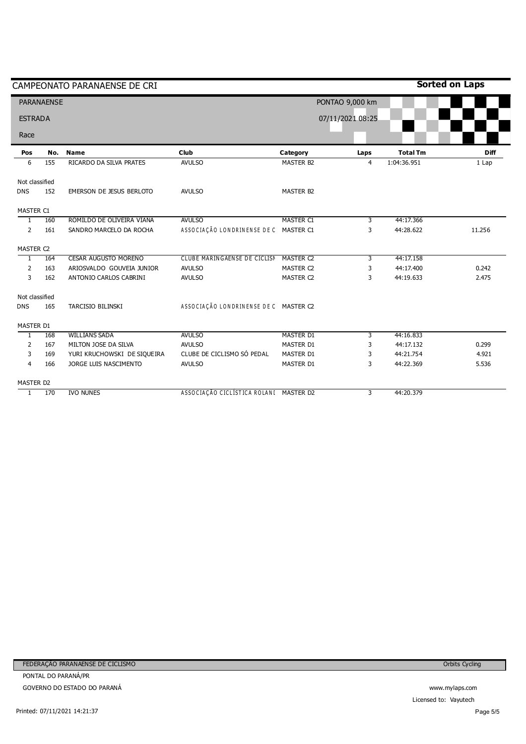# CAMPEONATO PARANAENSE DE CRI

**Sorted on Laps**

PARANAENSE

ESTRADA

Race

PONTAO 9,000 km

07/11/2021 08:25

| Pos | No. | Name | Club | Category | Laps | Total Tm | Diff |
|---|---|---|---|---|---|---|---|
| 6 | 155 | RICARDO DA SILVA PRATES | AVULSO | MASTER B2 | 4 | 1:04:36.951 | 1 Lap |
| **Not classified** | | | | | | | |
| DNS | 152 | EMERSON DE JESUS BERLOTO | AVULSO | MASTER B2 | | | |
| **MASTER C1** | | | | | | | |
| 1 | 160 | ROMILDO DE OLIVEIRA VIANA | AVULSO | MASTER C1 | 3 | 44:17.366 | |
| 2 | 161 | SANDRO MARCELO DA ROCHA | ASSOCIAÇÃO LONDRINENSE DE C | MASTER C1 | 3 | 44:28.622 | 11.256 |
| **MASTER C2** | | | | | | | |
| 1 | 164 | CESAR AUGUSTO MORENO | CLUBE MARINGAENSE DE CICLISM | MASTER C2 | 3 | 44:17.158 | |
| 2 | 163 | ARIOSVALDO GOUVEIA JUNIOR | AVULSO | MASTER C2 | 3 | 44:17.400 | 0.242 |
| 3 | 162 | ANTONIO CARLOS CABRINI | AVULSO | MASTER C2 | 3 | 44:19.633 | 2.475 |
| **Not classified** | | | | | | | |
| DNS | 165 | TARCISIO BILINSKI | ASSOCIAÇÃO LONDRINENSE DE C | MASTER C2 | | | |
| **MASTER D1** | | | | | | | |
| 1 | 168 | WILLIANS SADA | AVULSO | MASTER D1 | 3 | 44:16.833 | |
| 2 | 167 | MILTON JOSE DA SILVA | AVULSO | MASTER D1 | 3 | 44:17.132 | 0.299 |
| 3 | 169 | YURI KRUCHOWSKI DE SIQUEIRA | CLUBE DE CICLISMO SÓ PEDAL | MASTER D1 | 3 | 44:21.754 | 4.921 |
| 4 | 166 | JORGE LUIS NASCIMENTO | AVULSO | MASTER D1 | 3 | 44:22.369 | 5.536 |
| **MASTER D2** | | | | | | | |
| 1 | 170 | IVO NUNES | ASSOCIAÇÃO CICLÍSTICA ROLANI | MASTER D2 | 3 | 44:20.379 | |

FEDERAÇÃO PARANAENSE DE CICLISMO

PONTAL DO PARANÁ/PR

GOVERNO DO ESTADO DO PARANÁ

Orbits Cycling

www.mylaps.com

Licensed to: Vayutech

Printed: 07/11/2021 14:21:37